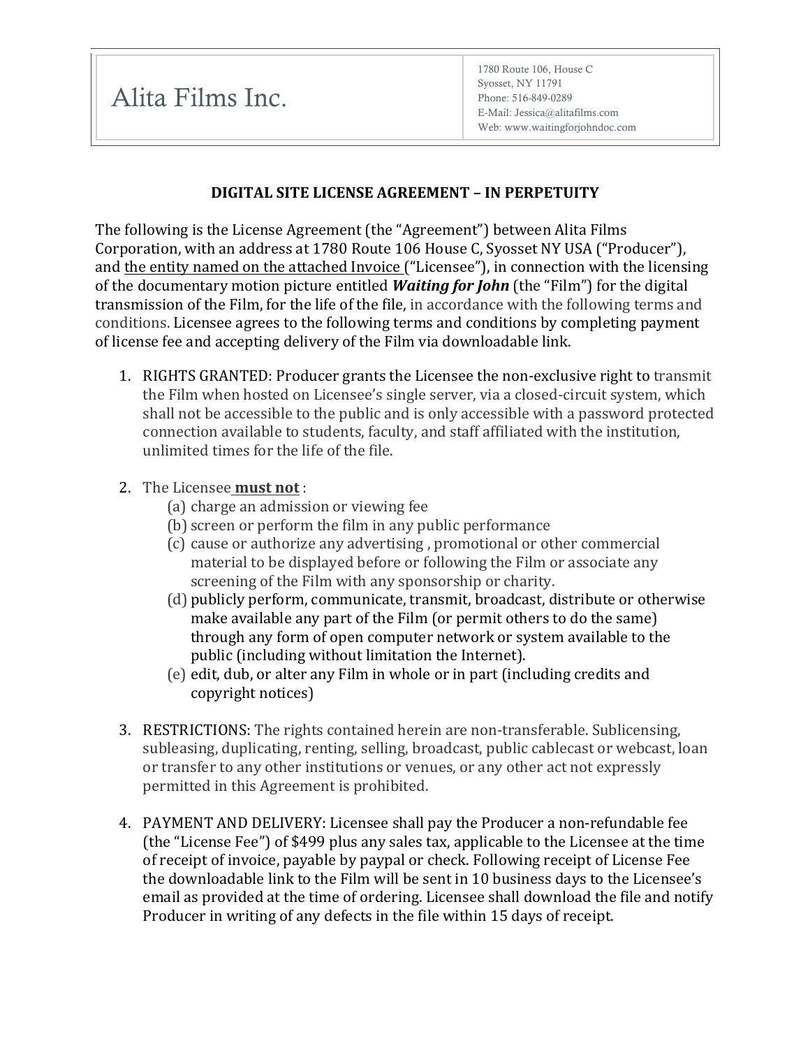| Alita Films Inc. | 1780 Route 106, House C<br>Syosset, NY 11791<br>Phone: 516-849-0289<br>E-Mail: Jessica@alitafilms.com<br>Web: www.waitingforjohndoc.com |
| --- | --- |

## DIGITAL SITE LICENSE AGREEMENT – IN PERPETUITY

The following is the License Agreement (the "Agreement") between Alita Films Corporation, with an address at 1780 Route 106 House C, Syosset NY USA ("Producer"), and the entity named on the attached Invoice ("Licensee"), in connection with the licensing of the documentary motion picture entitled ***Waiting for John*** (the "Film") for the digital transmission of the Film, for the life of the file, in accordance with the following terms and conditions. Licensee agrees to the following terms and conditions by completing payment of license fee and accepting delivery of the Film via downloadable link.

1. RIGHTS GRANTED: Producer grants the Licensee the non-exclusive right to transmit the Film when hosted on Licensee's single server, via a closed-circuit system, which shall not be accessible to the public and is only accessible with a password protected connection available to students, faculty, and staff affiliated with the institution, unlimited times for the life of the file.

2. The Licensee **must not** :
   (a) charge an admission or viewing fee
   (b) screen or perform the film in any public performance
   (c) cause or authorize any advertising , promotional or other commercial material to be displayed before or following the Film or associate any screening of the Film with any sponsorship or charity.
   (d) publicly perform, communicate, transmit, broadcast, distribute or otherwise make available any part of the Film (or permit others to do the same) through any form of open computer network or system available to the public (including without limitation the Internet).
   (e) edit, dub, or alter any Film in whole or in part (including credits and copyright notices)

3. RESTRICTIONS: The rights contained herein are non-transferable. Sublicensing, subleasing, duplicating, renting, selling, broadcast, public cablecast or webcast, loan or transfer to any other institutions or venues, or any other act not expressly permitted in this Agreement is prohibited.

4. PAYMENT AND DELIVERY: Licensee shall pay the Producer a non-refundable fee (the "License Fee") of $499 plus any sales tax, applicable to the Licensee at the time of receipt of invoice, payable by paypal or check. Following receipt of License Fee the downloadable link to the Film will be sent in 10 business days to the Licensee's email as provided at the time of ordering. Licensee shall download the file and notify Producer in writing of any defects in the file within 15 days of receipt.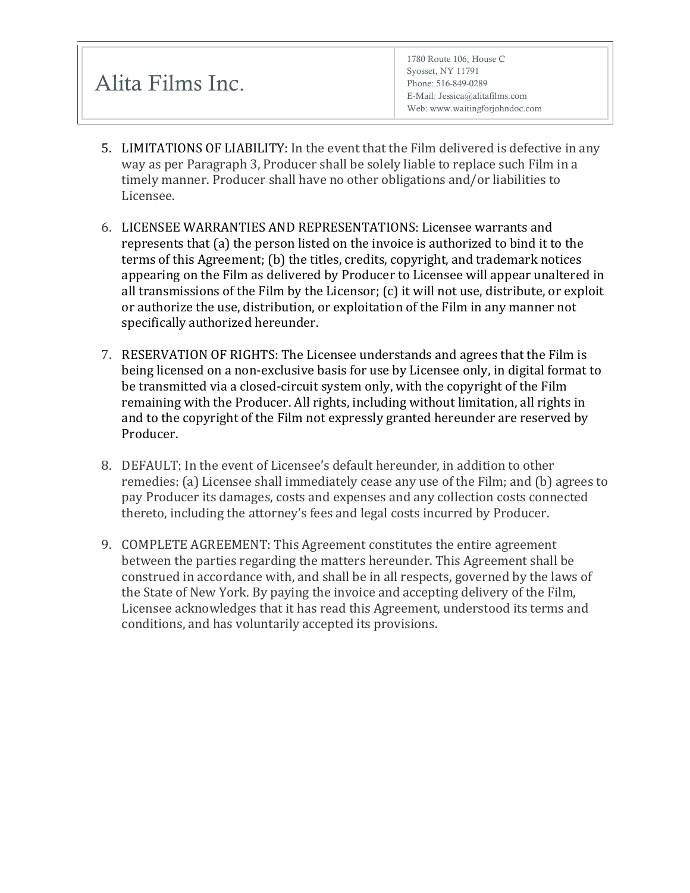5. LIMITATIONS OF LIABILITY: In the event that the Film delivered is defective in any way as per Paragraph 3, Producer shall be solely liable to replace such Film in a timely manner. Producer shall have no other obligations and/or liabilities to Licensee.

6. LICENSEE WARRANTIES AND REPRESENTATIONS: Licensee warrants and represents that (a) the person listed on the invoice is authorized to bind it to the terms of this Agreement; (b) the titles, credits, copyright, and trademark notices appearing on the Film as delivered by Producer to Licensee will appear unaltered in all transmissions of the Film by the Licensor; (c) it will not use, distribute, or exploit or authorize the use, distribution, or exploitation of the Film in any manner not specifically authorized hereunder.

7. RESERVATION OF RIGHTS: The Licensee understands and agrees that the Film is being licensed on a non-exclusive basis for use by Licensee only, in digital format to be transmitted via a closed-circuit system only, with the copyright of the Film remaining with the Producer. All rights, including without limitation, all rights in and to the copyright of the Film not expressly granted hereunder are reserved by Producer.

8. DEFAULT: In the event of Licensee's default hereunder, in addition to other remedies: (a) Licensee shall immediately cease any use of the Film; and (b) agrees to pay Producer its damages, costs and expenses and any collection costs connected thereto, including the attorney's fees and legal costs incurred by Producer.

9. COMPLETE AGREEMENT: This Agreement constitutes the entire agreement between the parties regarding the matters hereunder. This Agreement shall be construed in accordance with, and shall be in all respects, governed by the laws of the State of New York. By paying the invoice and accepting delivery of the Film, Licensee acknowledges that it has read this Agreement, understood its terms and conditions, and has voluntarily accepted its provisions.